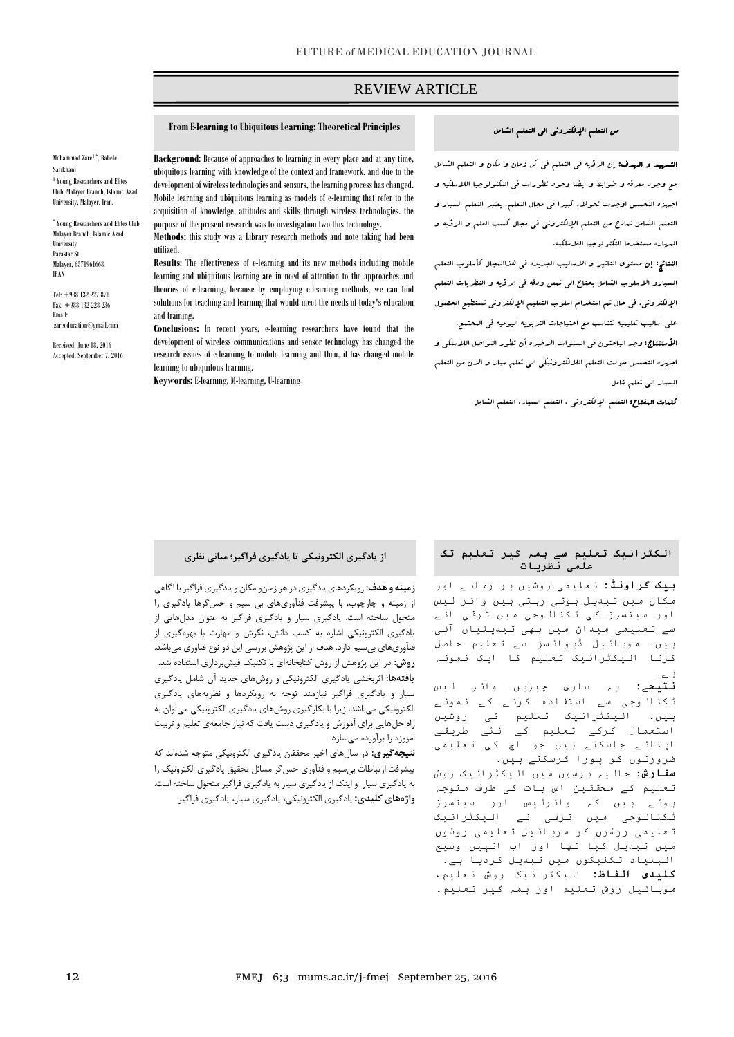# REVIEW ARTICLE

## From E-learning to Ubiquitous Learning; Theoretical Principles

Mohammad Zare[1,*], Rahele Sarikhani[1]

[1] Young Researchers and Elites Club, Malayer Branch, Islamic Azad University, Malayer, Iran.

* Young Researchers and Elites Club Malayer Branch, Islamic Azad University
Parastar St,
Malayer, 6571961668
IRAN

Tel: +988 132 227 878
Fax: +988 132 228 236
Email:
zareeducation@gmail.com

Received: June 18, 2016
Accepted: September 7, 2016

**Background**: Because of approaches to learning in every place and at any time, ubiquitous learning with knowledge of the context and framework, and due to the development of wireless technologies and sensors, the learning process has changed. Mobile learning and ubiquitous learning as models of e-learning that refer to the acquisition of knowledge, attitudes and skills through wireless technologies. the purpose of the present research was to investigation two this technology.

**Methods:** this study was a Library research methods and note taking had been utilized.

**Results**: The effectiveness of e-learning and its new methods including mobile learning and ubiquitous learning are in need of attention to the approaches and theories of e-learning, because by employing e-learning methods, we can find solutions for teaching and learning that would meet the needs of today's education and training.

**Conclusions:** In recent years, e-learning researchers have found that the development of wireless communications and sensor technology has changed the research issues of e-learning to mobile learning and then, it has changed mobile learning to ubiquitous learning.

**Keywords:** E-learning, M-learning, U-learning

## من التعلم الإلكتروني الى التعلم الشامل

**التمهيد و الهدف:** إن الرؤيه في التعلم في كل زمان و مكان و التعلم الشامل مع وجود معرفه و ضوابط و ايضا وجود تطورات في التكنولوجيا اللاسلكيه و اجهزه التحسس اوجدت تحولاً كبيرا في مجال التعلم. يعتبر التعلم السيار و التعلم الشامل نماذج من التعلم الإلكتروني في مجال كسب العلم و الرؤيه و المهاره مستخدما التكنولوجيا اللاسلكيه.

**النتائج:** إن مستوى التاثير و الاساليب الجديده في هذاالمجال كأسلوب التعلم السيارو الاسلوب الشامل يحتاج الى تمعن ودقه في الرؤيه و النظريات التعلم الإلكتروني. في حال تم استخدام اسلوب التعليم الإلكتروني نستطيع الحصول على اساليب تعليميه تتناسب مع احتياجات التربويه اليوميه في المجتمع.

**الأستنتاج:** وجد الباحثون في السنوات الاخيره أن تطور التواصل اللاسلكي و اجهزه التحسس حولت التعلم اللالكترونيكي الى تعلم سيار و الان من التعلم السيار الى تعلم شامل

**كلمات المفتاح:** التعلم الإلكتروني ، التعلم السيار، التعلم الشامل

## از یادگیری الکترونیکی تا یادگیری فراگیر؛ مبانی نظری

**زمینه و هدف:** رویکردهای یادگیری در هر زمان‌و مکان و یادگیری فراگیر با آگاهی از زمینه و چارچوب، با پیشرفت فناوری‌های بی سیم و حس‌گرها یادگیری را متحول ساخته است. یادگیری سیار و یادگیری فراگیر به عنوان مدل‌هایی از یادگیری الکترونیکی اشاره به کسب دانش، نگرش و مهارت با بهره‌گیری از فناوری‌های بی‌سیم دارد. هدف از این پژوهش بررسی این دو نوع فناوری می‌باشد.

**روش:** در این پژوهش از روش کتابخانه‌ای با تکنیک فیش‌برداری استفاده شد.

**یافته‌ها:** اثربخشی یادگیری الکترونیکی و روش‌های جدید آن شامل یادگیری سیار و یادگیری فراگیر نیازمند توجه به رویکردها و نظریه‌های یادگیری الکترونیکی می‌باشد، زیرا با بکارگیری روش‌های یادگیری الکترونیکی می‌توان به راه حل‌هایی برای آموزش و یادگیری دست یافت که نیاز جامعه‌ی تعلیم و تربیت امروزه را برآورده می‌سازد.

**نتیجه‌گیری:** در سال‌های اخیر محققان یادگیری الکترونیکی متوجه شده‌اند که پیشرفت ارتباطات بی‌سیم و فناوری حس‌گر مسائل تحقیق یادگیری الکترونیک را به یادگیری سیار و اینک از یادگیری سیار به یادگیری فراگیر متحول ساخته است.

**واژه‌های کلیدی:** یادگیری الکترونیکی، یادگیری سیار، یادگیری فراگیر

## الیکٹرانیک تعلیم سے ہمہ گیر تعلیم تک علمی نظریات

**بیک گراونڈ:** تعلیمی روشیں ہر زمانے اور مکان میں تبدیل ہوتی رہتی ہیں وائر لیس اور سینسرز کی ٹکنالوجی میں ترقی آنے سے تعلیمی میدان میں بھی تبدیلیاں آئی ہیں۔ موبائیل ڈیوائسز سے تعلیم حاصل کرنا الیکٹرانیک تعلیم کا ایک نمونہ ہے۔

**نتیجے:** یہ ساری چیزیں وائر لیس ٹکنالوجی سے استفادہ کرنے کے نمونے ہیں۔ الیکٹرانیک تعلیم کی روشیں استعمال کرکے تعلیم کے نئے طریقے اپنائے جاسکتے ہیں جو آج کی تعلیمی ضرورتوں کو پورا کرسکتے ہیں۔

**سفارش:** حالیہ برسوں میں الیکٹرانیک روش تعلیم کے محققین اس بات کی طرف متوجہ ہوئے ہیں کہ وائرلیس اور سینسرز ٹکنالوجی میں ترقی نے الیکٹرانیک تعلیمی روشوں کو موبائیل تعلیمی روشوں میں تبدیل کیا تھا اور اب انہیں وسیع البنیاد تکنیکوں میں تبدیل کردیا ہے۔

**کلیدی الفاظ:** الیکٹرانیک روش تعلیم، موبائیل روش تعلیم اور ہمہ گیر تعلیم۔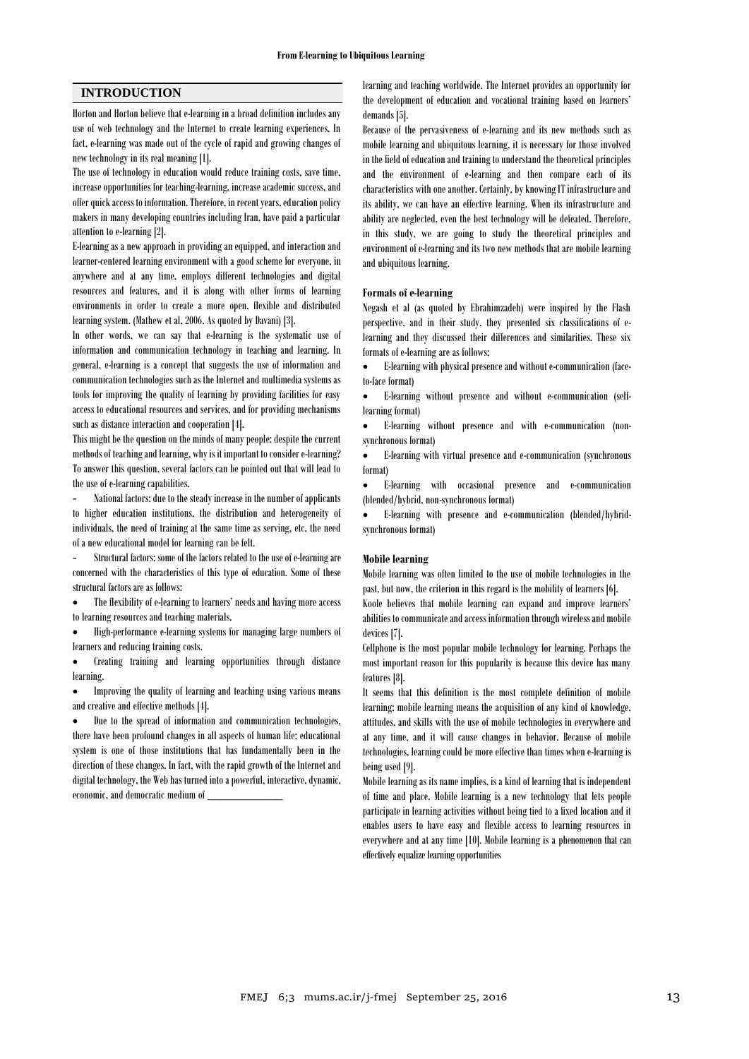## INTRODUCTION

Horton and Horton believe that e-learning in a broad definition includes any use of web technology and the Internet to create learning experiences. In fact, e-learning was made out of the cycle of rapid and growing changes of new technology in its real meaning [1].

The use of technology in education would reduce training costs, save time, increase opportunities for teaching-learning, increase academic success, and offer quick access to information. Therefore, in recent years, education policy makers in many developing countries including Iran, have paid a particular attention to e-learning [2].

E-learning as a new approach in providing an equipped, and interaction and learner-centered learning environment with a good scheme for everyone, in anywhere and at any time, employs different technologies and digital resources and features, and it is along with other forms of learning environments in order to create a more open, flexible and distributed learning system. (Mathew et al, 2006. As quoted by Davani) [3].

In other words, we can say that e-learning is the systematic use of information and communication technology in teaching and learning. In general, e-learning is a concept that suggests the use of information and communication technologies such as the Internet and multimedia systems as tools for improving the quality of learning by providing facilities for easy access to educational resources and services, and for providing mechanisms such as distance interaction and cooperation [4].

This might be the question on the minds of many people: despite the current methods of teaching and learning, why is it important to consider e-learning? To answer this question, several factors can be pointed out that will lead to the use of e-learning capabilities.

- National factors: due to the steady increase in the number of applicants to higher education institutions, the distribution and heterogeneity of individuals, the need of training at the same time as serving, etc. the need of a new educational model for learning can be felt.
- Structural factors: some of the factors related to the use of e-learning are concerned with the characteristics of this type of education. Some of these structural factors are as follows:

- The flexibility of e-learning to learners' needs and having more access to learning resources and teaching materials.
- High-performance e-learning systems for managing large numbers of learners and reducing training costs.
- Creating training and learning opportunities through distance learning.
- Improving the quality of learning and teaching using various means and creative and effective methods [4].
- Due to the spread of information and communication technologies, there have been profound changes in all aspects of human life; educational system is one of those institutions that has fundamentally been in the direction of these changes. In fact, with the rapid growth of the Internet and digital technology, the Web has turned into a powerful, interactive, dynamic, economic, and democratic medium of learning and teaching worldwide. The Internet provides an opportunity for the development of education and vocational training based on learners' demands [5].

Because of the pervasiveness of e-learning and its new methods such as mobile learning and ubiquitous learning, it is necessary for those involved in the field of education and training to understand the theoretical principles and the environment of e-learning and then compare each of its characteristics with one another. Certainly, by knowing IT infrastructure and its ability, we can have an effective learning. When its infrastructure and ability are neglected, even the best technology will be defeated. Therefore, in this study, we are going to study the theoretical principles and environment of e-learning and its two new methods that are mobile learning and ubiquitous learning.

### Formats of e-learning

Negash et al (as quoted by Ebrahimzadeh) were inspired by the Flash perspective, and in their study, they presented six classifications of e-learning and they discussed their differences and similarities. These six formats of e-learning are as follows;

- E-learning with physical presence and without e-communication (face-to-face format)
- E-learning without presence and without e-communication (self-learning format)
- E-learning without presence and with e-communication (non-synchronous format)
- E-learning with virtual presence and e-communication (synchronous format)
- E-learning with occasional presence and e-communication (blended/hybrid, non-synchronous format)
- E-learning with presence and e-communication (blended/hybrid-synchronous format)

### Mobile learning

Mobile learning was often limited to the use of mobile technologies in the past, but now, the criterion in this regard is the mobility of learners [6].

Koole believes that mobile learning can expand and improve learners' abilities to communicate and access information through wireless and mobile devices [7].

Cellphone is the most popular mobile technology for learning. Perhaps the most important reason for this popularity is because this device has many features [8].

It seems that this definition is the most complete definition of mobile learning; mobile learning means the acquisition of any kind of knowledge, attitudes, and skills with the use of mobile technologies in everywhere and at any time, and it will cause changes in behavior. Because of mobile technologies, learning could be more effective than times when e-learning is being used [9].

Mobile learning as its name implies, is a kind of learning that is independent of time and place. Mobile learning is a new technology that lets people participate in learning activities without being tied to a fixed location and it enables users to have easy and flexible access to learning resources in everywhere and at any time [10]. Mobile learning is a phenomenon that can effectively equalize learning opportunities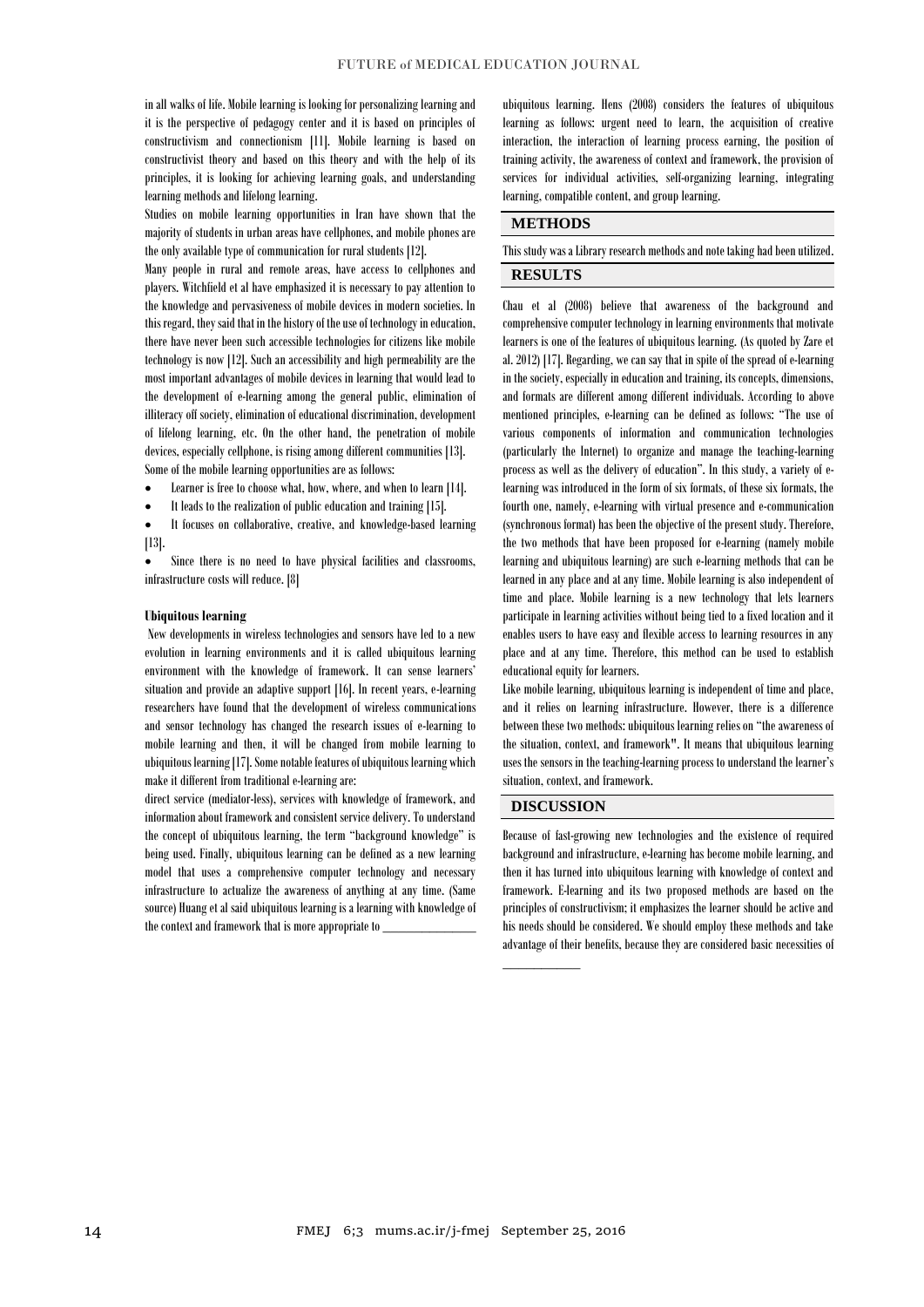in all walks of life. Mobile learning is looking for personalizing learning and it is the perspective of pedagogy center and it is based on principles of constructivism and connectionism [11]. Mobile learning is based on constructivist theory and based on this theory and with the help of its principles, it is looking for achieving learning goals, and understanding learning methods and lifelong learning.

Studies on mobile learning opportunities in Iran have shown that the majority of students in urban areas have cellphones, and mobile phones are the only available type of communication for rural students [12].

Many people in rural and remote areas, have access to cellphones and players. Witchfield et al have emphasized it is necessary to pay attention to the knowledge and pervasiveness of mobile devices in modern societies. In this regard, they said that in the history of the use of technology in education, there have never been such accessible technologies for citizens like mobile technology is now [12]. Such an accessibility and high permeability are the most important advantages of mobile devices in learning that would lead to the development of e-learning among the general public, elimination of illiteracy off society, elimination of educational discrimination, development of lifelong learning, etc. On the other hand, the penetration of mobile devices, especially cellphone, is rising among different communities [13].

Some of the mobile learning opportunities are as follows:

- Learner is free to choose what, how, where, and when to learn [14].
- It leads to the realization of public education and training [15].
- It focuses on collaborative, creative, and knowledge-based learning [13].
- Since there is no need to have physical facilities and classrooms, infrastructure costs will reduce. [8]

**Ubiquitous learning**

New developments in wireless technologies and sensors have led to a new evolution in learning environments and it is called ubiquitous learning environment with the knowledge of framework. It can sense learners' situation and provide an adaptive support [16]. In recent years, e-learning researchers have found that the development of wireless communications and sensor technology has changed the research issues of e-learning to mobile learning and then, it will be changed from mobile learning to ubiquitous learning [17]. Some notable features of ubiquitous learning which make it different from traditional e-learning are:

direct service (mediator-less), services with knowledge of framework, and information about framework and consistent service delivery. To understand the concept of ubiquitous learning, the term "background knowledge" is being used. Finally, ubiquitous learning can be defined as a new learning model that uses a comprehensive computer technology and necessary infrastructure to actualize the awareness of anything at any time. (Same source) Huang et al said ubiquitous learning is a learning with knowledge of the context and framework that is more appropriate to ubiquitous learning. Hens (2008) considers the features of ubiquitous learning as follows: urgent need to learn, the acquisition of creative interaction, the interaction of learning process earning, the position of training activity, the awareness of context and framework, the provision of services for individual activities, self-organizing learning, integrating learning, compatible content, and group learning.

## METHODS

This study was a Library research methods and note taking had been utilized.

## RESULTS

Chau et al (2008) believe that awareness of the background and comprehensive computer technology in learning environments that motivate learners is one of the features of ubiquitous learning. (As quoted by Zare et al. 2012) [17]. Regarding, we can say that in spite of the spread of e-learning in the society, especially in education and training, its concepts, dimensions, and formats are different among different individuals. According to above mentioned principles, e-learning can be defined as follows: "The use of various components of information and communication technologies (particularly the Internet) to organize and manage the teaching-learning process as well as the delivery of education". In this study, a variety of e-learning was introduced in the form of six formats, of these six formats, the fourth one, namely, e-learning with virtual presence and e-communication (synchronous format) has been the objective of the present study. Therefore, the two methods that have been proposed for e-learning (namely mobile learning and ubiquitous learning) are such e-learning methods that can be learned in any place and at any time. Mobile learning is also independent of time and place. Mobile learning is a new technology that lets learners participate in learning activities without being tied to a fixed location and it enables users to have easy and flexible access to learning resources in any place and at any time. Therefore, this method can be used to establish educational equity for learners.

Like mobile learning, ubiquitous learning is independent of time and place, and it relies on learning infrastructure. However, there is a difference between these two methods: ubiquitous learning relies on "the awareness of the situation, context, and framework". It means that ubiquitous learning uses the sensors in the teaching-learning process to understand the learner's situation, context, and framework.

## DISCUSSION

Because of fast-growing new technologies and the existence of required background and infrastructure, e-learning has become mobile learning, and then it has turned into ubiquitous learning with knowledge of context and framework. E-learning and its two proposed methods are based on the principles of constructivism; it emphasizes the learner should be active and his needs should be considered. We should employ these methods and take advantage of their benefits, because they are considered basic necessities of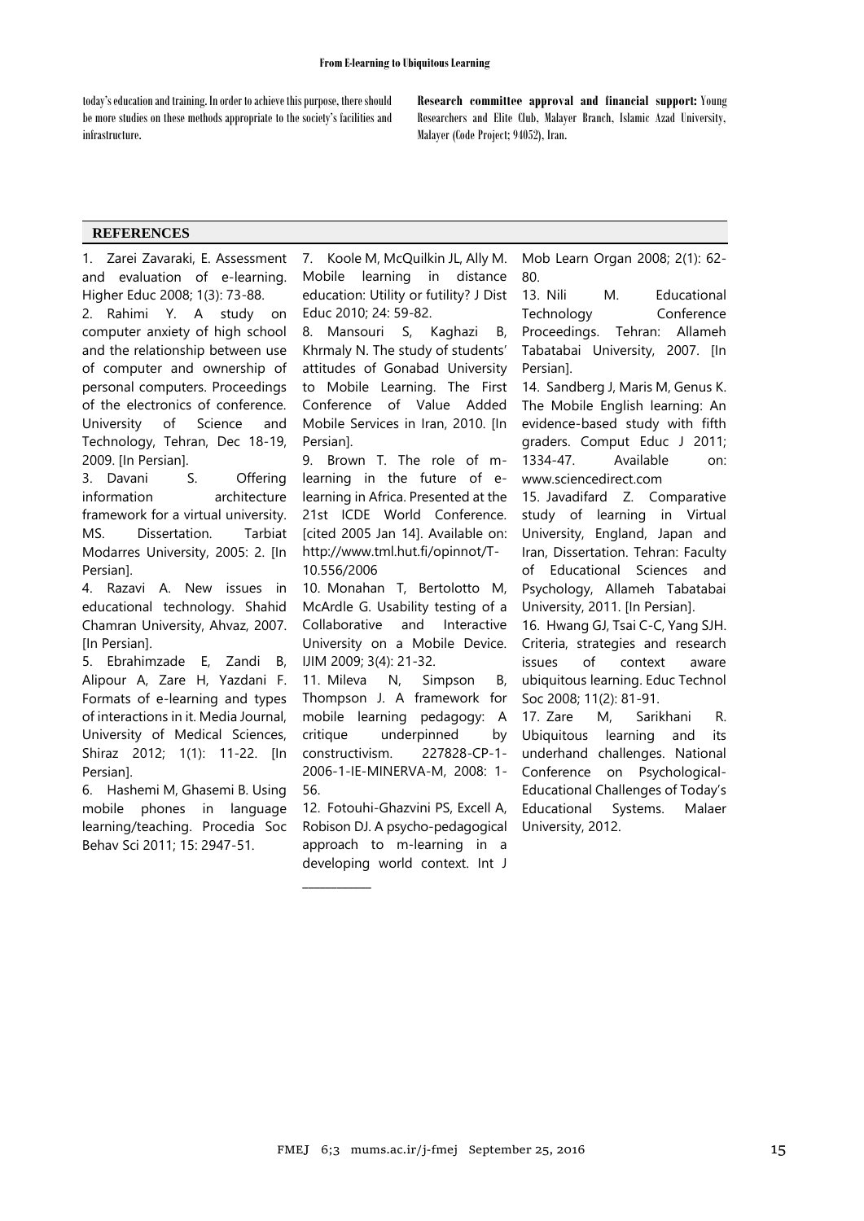today's education and training. In order to achieve this purpose, there should be more studies on these methods appropriate to the society's facilities and infrastructure.

**Research committee approval and financial support:** Young Researchers and Elite Club, Malayer Branch, Islamic Azad University, Malayer (Code Project; 94052), Iran.

## REFERENCES

1. Zarei Zavaraki, E. Assessment and evaluation of e-learning. Higher Educ 2008; 1(3): 73-88.
2. Rahimi Y. A study on computer anxiety of high school and the relationship between use of computer and ownership of personal computers. Proceedings of the electronics of conference. University of Science and Technology, Tehran, Dec 18-19, 2009. [In Persian].
3. Davani S. Offering information architecture framework for a virtual university. MS. Dissertation. Tarbiat Modarres University, 2005: 2. [In Persian].
4. Razavi A. New issues in educational technology. Shahid Chamran University, Ahvaz, 2007. [In Persian].
5. Ebrahimzade E, Zandi B, Alipour A, Zare H, Yazdani F. Formats of e-learning and types of interactions in it. Media Journal, University of Medical Sciences, Shiraz 2012; 1(1): 11-22. [In Persian].
6. Hashemi M, Ghasemi B. Using mobile phones in language learning/teaching. Procedia Soc Behav Sci 2011; 15: 2947-51.
7. Koole M, McQuilkin JL, Ally M. Mobile learning in distance education: Utility or futility? J Dist Educ 2010; 24: 59-82.
8. Mansouri S, Kaghazi B, Khrmaly N. The study of students' attitudes of Gonabad University to Mobile Learning. The First Conference of Value Added Mobile Services in Iran, 2010. [In Persian].
9. Brown T. The role of m-learning in the future of e-learning in Africa. Presented at the 21st ICDE World Conference. [cited 2005 Jan 14]. Available on: http://www.tml.hut.fi/opinnot/T-10.556/2006
10. Monahan T, Bertolotto M, McArdle G. Usability testing of a Collaborative and Interactive University on a Mobile Device. IJIM 2009; 3(4): 21-32.
11. Mileva N, Simpson B, Thompson J. A framework for mobile learning pedagogy: A critique underpinned by constructivism. 227828-CP-1-2006-1-IE-MINERVA-M, 2008: 1-56.
12. Fotouhi-Ghazvini PS, Excell A, Robison DJ. A psycho-pedagogical approach to m-learning in a developing world context. Int J Mob Learn Organ 2008; 2(1): 62-80.
13. Nili M. Educational Technology Conference Proceedings. Tehran: Allameh Tabatabai University, 2007. [In Persian].
14. Sandberg J, Maris M, Genus K. The Mobile English learning: An evidence-based study with fifth graders. Comput Educ J 2011; 1334-47. Available on: www.sciencedirect.com
15. Javadifard Z. Comparative study of learning in Virtual University, England, Japan and Iran, Dissertation. Tehran: Faculty of Educational Sciences and Psychology, Allameh Tabatabai University, 2011. [In Persian].
16. Hwang GJ, Tsai C-C, Yang SJH. Criteria, strategies and research issues of context aware ubiquitous learning. Educ Technol Soc 2008; 11(2): 81-91.
17. Zare M, Sarikhani R. Ubiquitous learning and its underhand challenges. National Conference on Psychological-Educational Challenges of Today's Educational Systems. Malaer University, 2012.